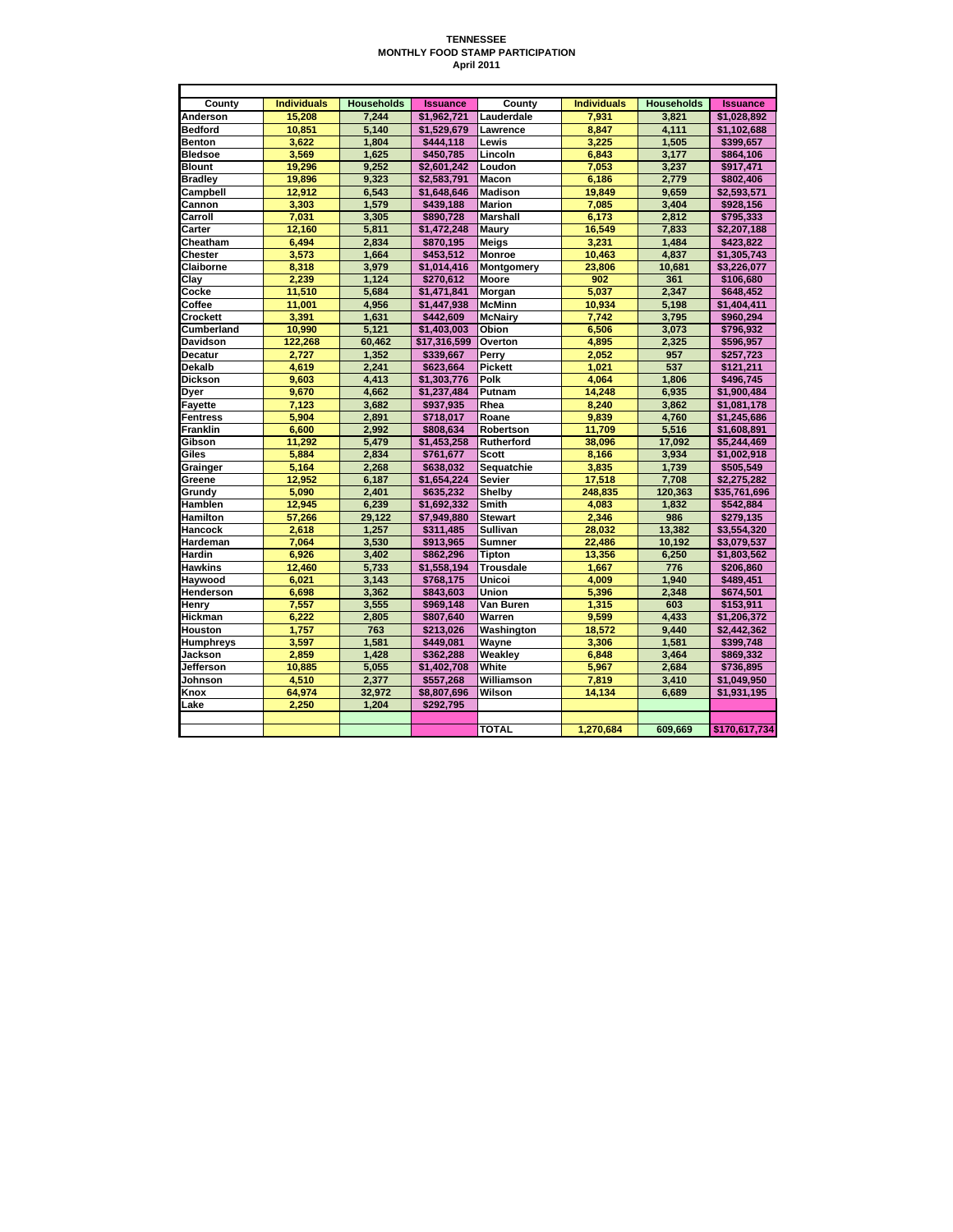# TENNESSEE
## MONTHLY FOOD STAMP PARTICIPATION
### April 2011

| County | Individuals | Households | Issuance | County | Individuals | Households | Issuance |
|---|---|---|---|---|---|---|---|
| Anderson | 15,208 | 7,244 | $1,962,721 | Lauderdale | 7,931 | 3,821 | $1,028,892 |
| Bedford | 10,851 | 5,140 | $1,529,679 | Lawrence | 8,847 | 4,111 | $1,102,688 |
| Benton | 3,622 | 1,804 | $444,118 | Lewis | 3,225 | 1,505 | $399,657 |
| Bledsoe | 3,569 | 1,625 | $450,785 | Lincoln | 6,843 | 3,177 | $864,106 |
| Blount | 19,296 | 9,252 | $2,601,242 | Loudon | 7,053 | 3,237 | $917,471 |
| Bradley | 19,896 | 9,323 | $2,583,791 | Macon | 6,186 | 2,779 | $802,406 |
| Campbell | 12,912 | 6,543 | $1,648,646 | Madison | 19,849 | 9,659 | $2,593,571 |
| Cannon | 3,303 | 1,579 | $439,188 | Marion | 7,085 | 3,404 | $928,156 |
| Carroll | 7,031 | 3,305 | $890,728 | Marshall | 6,173 | 2,812 | $795,333 |
| Carter | 12,160 | 5,811 | $1,472,248 | Maury | 16,549 | 7,833 | $2,207,188 |
| Cheatham | 6,494 | 2,834 | $870,195 | Meigs | 3,231 | 1,484 | $423,822 |
| Chester | 3,573 | 1,664 | $453,512 | Monroe | 10,463 | 4,837 | $1,305,743 |
| Claiborne | 8,318 | 3,979 | $1,014,416 | Montgomery | 23,806 | 10,681 | $3,226,077 |
| Clay | 2,239 | 1,124 | $270,612 | Moore | 902 | 361 | $106,680 |
| Cocke | 11,510 | 5,684 | $1,471,841 | Morgan | 5,037 | 2,347 | $648,452 |
| Coffee | 11,001 | 4,956 | $1,447,938 | McMinn | 10,934 | 5,198 | $1,404,411 |
| Crockett | 3,391 | 1,631 | $442,609 | McNairy | 7,742 | 3,795 | $960,294 |
| Cumberland | 10,990 | 5,121 | $1,403,003 | Obion | 6,506 | 3,073 | $796,932 |
| Davidson | 122,268 | 60,462 | $17,316,599 | Overton | 4,895 | 2,325 | $596,957 |
| Decatur | 2,727 | 1,352 | $339,667 | Perry | 2,052 | 957 | $257,723 |
| Dekalb | 4,619 | 2,241 | $623,664 | Pickett | 1,021 | 537 | $121,211 |
| Dickson | 9,603 | 4,413 | $1,303,776 | Polk | 4,064 | 1,806 | $496,745 |
| Dyer | 9,670 | 4,662 | $1,237,484 | Putnam | 14,248 | 6,935 | $1,900,484 |
| Fayette | 7,123 | 3,682 | $937,935 | Rhea | 8,240 | 3,862 | $1,081,178 |
| Fentress | 5,904 | 2,891 | $718,017 | Roane | 9,839 | 4,760 | $1,245,686 |
| Franklin | 6,600 | 2,992 | $808,634 | Robertson | 11,709 | 5,516 | $1,608,891 |
| Gibson | 11,292 | 5,479 | $1,453,258 | Rutherford | 38,096 | 17,092 | $5,244,469 |
| Giles | 5,884 | 2,834 | $761,677 | Scott | 8,166 | 3,934 | $1,002,918 |
| Grainger | 5,164 | 2,268 | $638,032 | Sequatchie | 3,835 | 1,739 | $505,549 |
| Greene | 12,952 | 6,187 | $1,654,224 | Sevier | 17,518 | 7,708 | $2,275,282 |
| Grundy | 5,090 | 2,401 | $635,232 | Shelby | 248,835 | 120,363 | $35,761,696 |
| Hamblen | 12,945 | 6,239 | $1,692,332 | Smith | 4,083 | 1,832 | $542,884 |
| Hamilton | 57,266 | 29,122 | $7,949,880 | Stewart | 2,346 | 986 | $279,135 |
| Hancock | 2,618 | 1,257 | $311,485 | Sullivan | 28,032 | 13,382 | $3,554,320 |
| Hardeman | 7,064 | 3,530 | $913,965 | Sumner | 22,486 | 10,192 | $3,079,537 |
| Hardin | 6,926 | 3,402 | $862,296 | Tipton | 13,356 | 6,250 | $1,803,562 |
| Hawkins | 12,460 | 5,733 | $1,558,194 | Trousdale | 1,667 | 776 | $206,860 |
| Haywood | 6,021 | 3,143 | $768,175 | Unicoi | 4,009 | 1,940 | $489,451 |
| Henderson | 6,698 | 3,362 | $843,603 | Union | 5,396 | 2,348 | $674,501 |
| Henry | 7,557 | 3,555 | $969,148 | Van Buren | 1,315 | 603 | $153,911 |
| Hickman | 6,222 | 2,805 | $807,640 | Warren | 9,599 | 4,433 | $1,206,372 |
| Houston | 1,757 | 763 | $213,026 | Washington | 18,572 | 9,440 | $2,442,362 |
| Humphreys | 3,597 | 1,581 | $449,081 | Wayne | 3,306 | 1,581 | $399,748 |
| Jackson | 2,859 | 1,428 | $362,288 | Weakley | 6,848 | 3,464 | $869,332 |
| Jefferson | 10,885 | 5,055 | $1,402,708 | White | 5,967 | 2,684 | $736,895 |
| Johnson | 4,510 | 2,377 | $557,268 | Williamson | 7,819 | 3,410 | $1,049,950 |
| Knox | 64,974 | 32,972 | $8,807,696 | Wilson | 14,134 | 6,689 | $1,931,195 |
| Lake | 2,250 | 1,204 | $292,795 | | | | |
| | | | | TOTAL | 1,270,684 | 609,669 | $170,617,734 |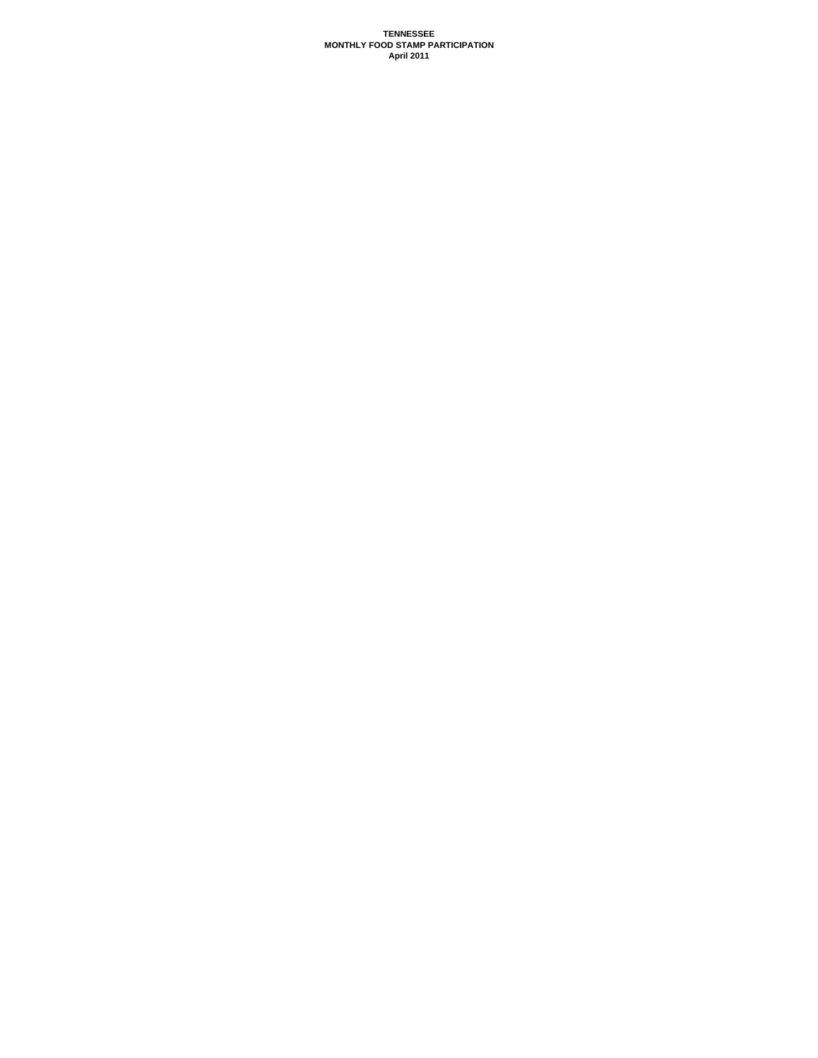**TENNESSEE**
**MONTHLY FOOD STAMP PARTICIPATION**
**April 2011**